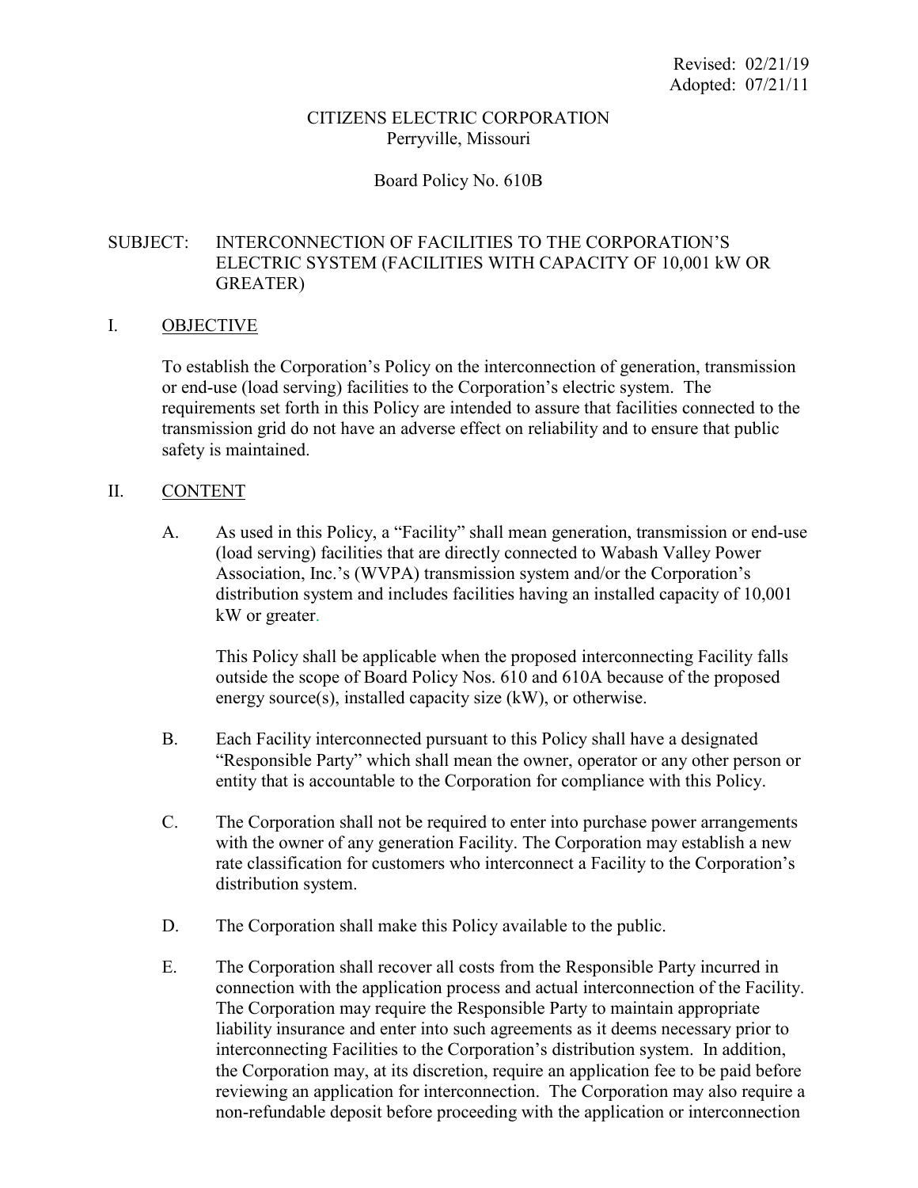Revised: 02/21/19
Adopted: 07/21/11

CITIZENS ELECTRIC CORPORATION
Perryville, Missouri

Board Policy No. 610B

SUBJECT: INTERCONNECTION OF FACILITIES TO THE CORPORATION'S ELECTRIC SYSTEM (FACILITIES WITH CAPACITY OF 10,001 kW OR GREATER)

## I. OBJECTIVE

To establish the Corporation's Policy on the interconnection of generation, transmission or end-use (load serving) facilities to the Corporation's electric system. The requirements set forth in this Policy are intended to assure that facilities connected to the transmission grid do not have an adverse effect on reliability and to ensure that public safety is maintained.

## II. CONTENT

A. As used in this Policy, a "Facility" shall mean generation, transmission or end-use (load serving) facilities that are directly connected to Wabash Valley Power Association, Inc.'s (WVPA) transmission system and/or the Corporation's distribution system and includes facilities having an installed capacity of 10,001 kW or greater.

This Policy shall be applicable when the proposed interconnecting Facility falls outside the scope of Board Policy Nos. 610 and 610A because of the proposed energy source(s), installed capacity size (kW), or otherwise.

B. Each Facility interconnected pursuant to this Policy shall have a designated "Responsible Party" which shall mean the owner, operator or any other person or entity that is accountable to the Corporation for compliance with this Policy.

C. The Corporation shall not be required to enter into purchase power arrangements with the owner of any generation Facility. The Corporation may establish a new rate classification for customers who interconnect a Facility to the Corporation's distribution system.

D. The Corporation shall make this Policy available to the public.

E. The Corporation shall recover all costs from the Responsible Party incurred in connection with the application process and actual interconnection of the Facility. The Corporation may require the Responsible Party to maintain appropriate liability insurance and enter into such agreements as it deems necessary prior to interconnecting Facilities to the Corporation's distribution system. In addition, the Corporation may, at its discretion, require an application fee to be paid before reviewing an application for interconnection. The Corporation may also require a non-refundable deposit before proceeding with the application or interconnection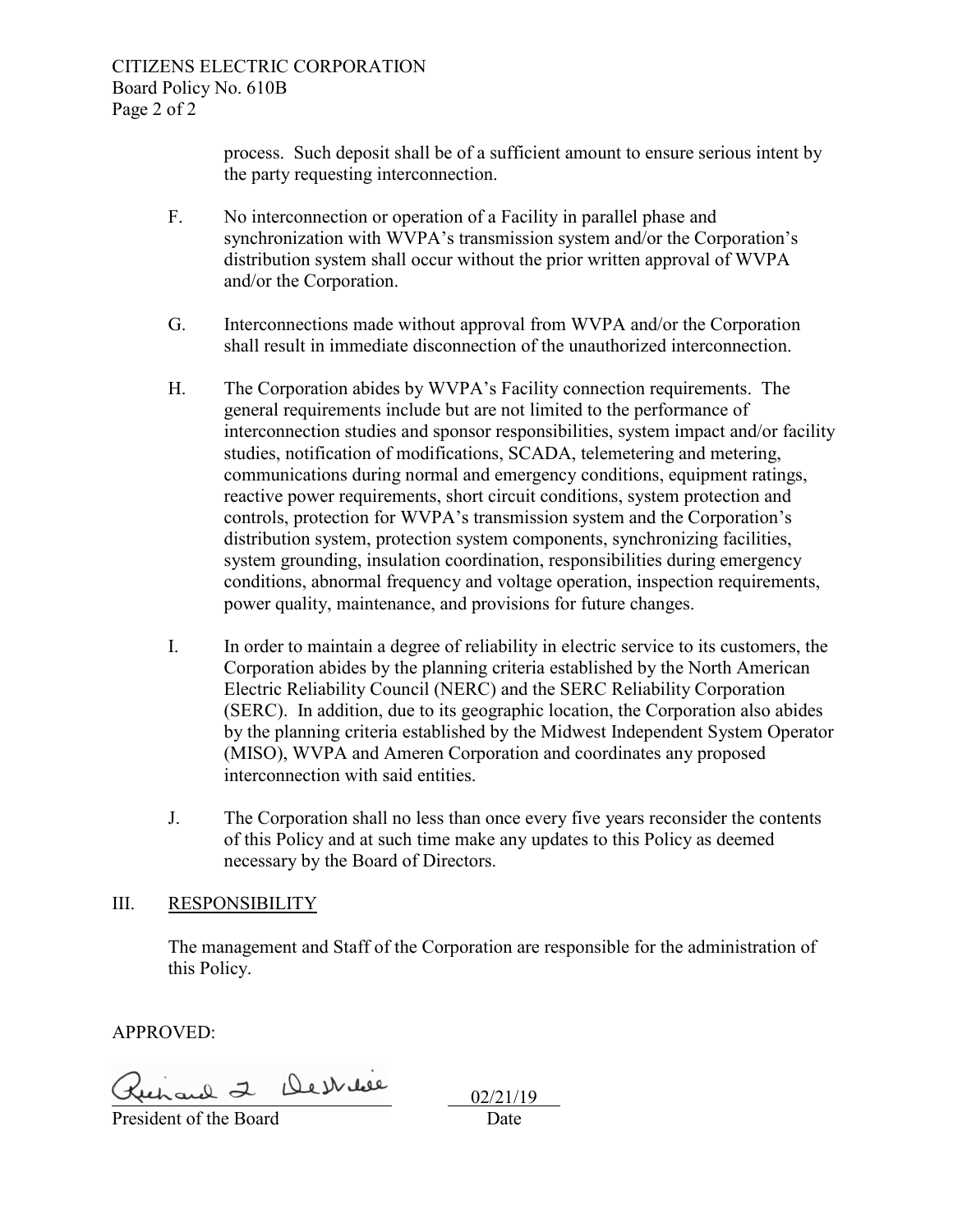process. Such deposit shall be of a sufficient amount to ensure serious intent by the party requesting interconnection.

F. No interconnection or operation of a Facility in parallel phase and synchronization with WVPA's transmission system and/or the Corporation's distribution system shall occur without the prior written approval of WVPA and/or the Corporation.

G. Interconnections made without approval from WVPA and/or the Corporation shall result in immediate disconnection of the unauthorized interconnection.

H. The Corporation abides by WVPA's Facility connection requirements. The general requirements include but are not limited to the performance of interconnection studies and sponsor responsibilities, system impact and/or facility studies, notification of modifications, SCADA, telemetering and metering, communications during normal and emergency conditions, equipment ratings, reactive power requirements, short circuit conditions, system protection and controls, protection for WVPA's transmission system and the Corporation's distribution system, protection system components, synchronizing facilities, system grounding, insulation coordination, responsibilities during emergency conditions, abnormal frequency and voltage operation, inspection requirements, power quality, maintenance, and provisions for future changes.

I. In order to maintain a degree of reliability in electric service to its customers, the Corporation abides by the planning criteria established by the North American Electric Reliability Council (NERC) and the SERC Reliability Corporation (SERC). In addition, due to its geographic location, the Corporation also abides by the planning criteria established by the Midwest Independent System Operator (MISO), WVPA and Ameren Corporation and coordinates any proposed interconnection with said entities.

J. The Corporation shall no less than once every five years reconsider the contents of this Policy and at such time make any updates to this Policy as deemed necessary by the Board of Directors.

## III. RESPONSIBILITY

The management and Staff of the Corporation are responsible for the administration of this Policy.

APPROVED:

Richard L. DeShields — 02/21/19

President of the Board — Date